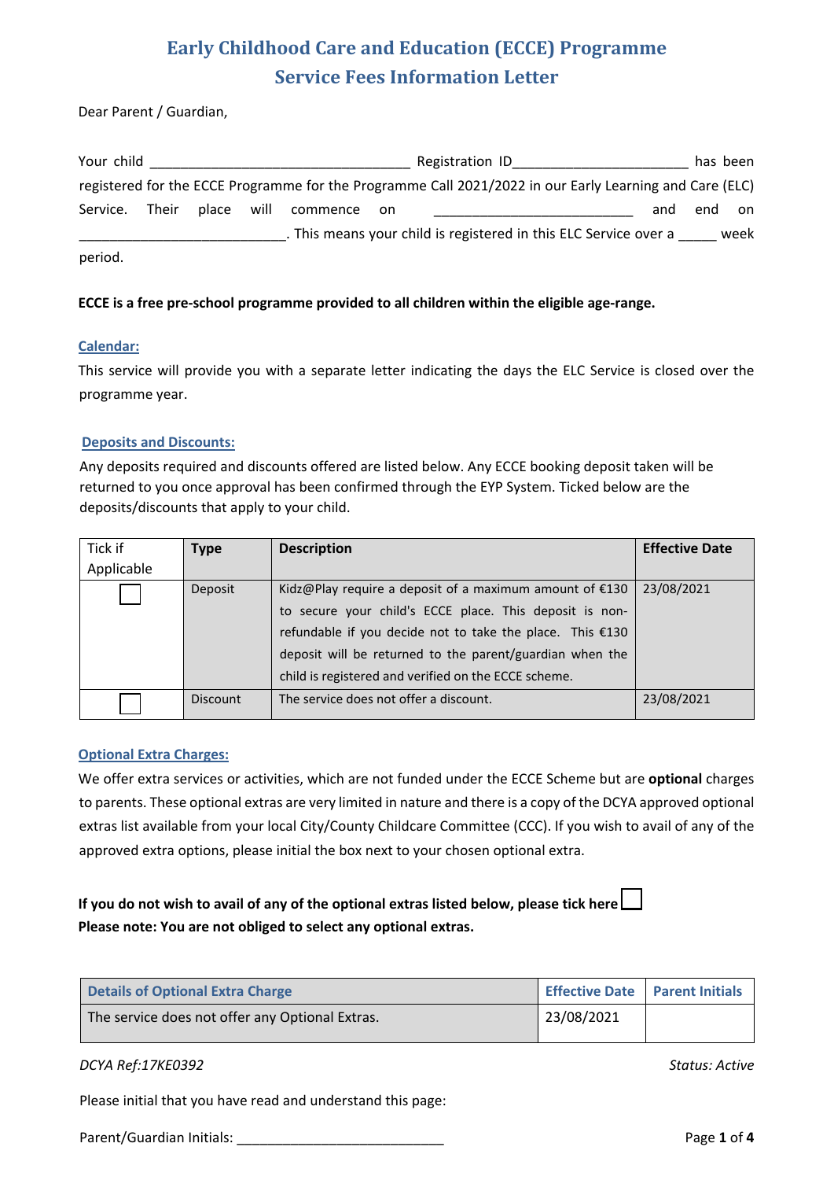# Early Childhood Care and Education (ECCE) Programme
## Service Fees Information Letter

Dear Parent / Guardian,

Your child ________________________________ Registration ID______________________ has been registered for the ECCE Programme for the Programme Call 2021/2022 in our Early Learning and Care (ELC) Service. Their place will commence on ________________________ and end on _________________________. This means your child is registered in this ELC Service over a _____ week period.

**ECCE is a free pre-school programme provided to all children within the eligible age-range.**

### Calendar:

This service will provide you with a separate letter indicating the days the ELC Service is closed over the programme year.

### Deposits and Discounts:

Any deposits required and discounts offered are listed below. Any ECCE booking deposit taken will be returned to you once approval has been confirmed through the EYP System. Ticked below are the deposits/discounts that apply to your child.

| Tick if Applicable | Type | Description | Effective Date |
|---|---|---|---|
| ☐ | Deposit | Kidz@Play require a deposit of a maximum amount of €130 to secure your child's ECCE place. This deposit is non-refundable if you decide not to take the place. This €130 deposit will be returned to the parent/guardian when the child is registered and verified on the ECCE scheme. | 23/08/2021 |
| ☐ | Discount | The service does not offer a discount. | 23/08/2021 |

### Optional Extra Charges:

We offer extra services or activities, which are not funded under the ECCE Scheme but are **optional** charges to parents. These optional extras are very limited in nature and there is a copy of the DCYA approved optional extras list available from your local City/County Childcare Committee (CCC). If you wish to avail of any of the approved extra options, please initial the box next to your chosen optional extra.

**If you do not wish to avail of any of the optional extras listed below, please tick here** ☐
**Please note: You are not obliged to select any optional extras.**

| Details of Optional Extra Charge | Effective Date | Parent Initials |
|---|---|---|
| The service does not offer any Optional Extras. | 23/08/2021 | |

*DCYA Ref:17KE0392* *Status: Active*

Please initial that you have read and understand this page:

Parent/Guardian Initials: ___________________________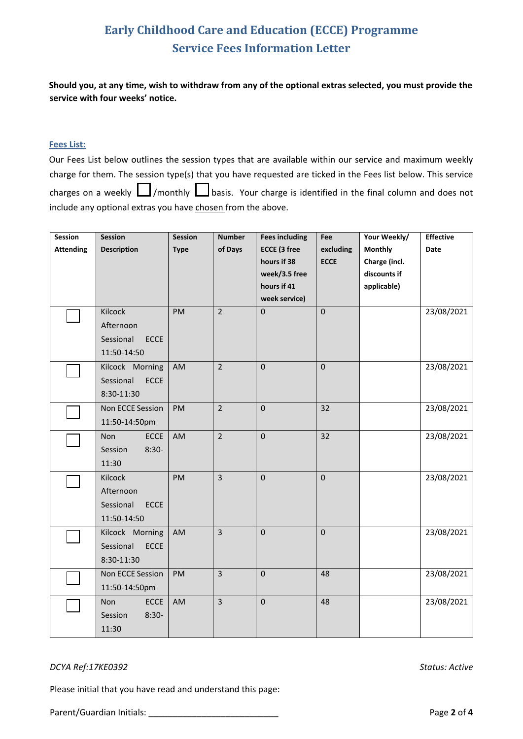# Early Childhood Care and Education (ECCE) Programme
## Service Fees Information Letter

**Should you, at any time, wish to withdraw from any of the optional extras selected, you must provide the service with four weeks' notice.**

### Fees List:

Our Fees List below outlines the session types that are available within our service and maximum weekly charge for them. The session type(s) that you have requested are ticked in the Fees list below. This service charges on a weekly ☐ /monthly ☐ basis. Your charge is identified in the final column and does not include any optional extras you have chosen from the above.

| Session Attending | Session Description | Session Type | Number of Days | Fees including ECCE (3 free hours if 38 week/3.5 free hours if 41 week service) | Fee excluding ECCE | Your Weekly/ Monthly Charge (incl. discounts if applicable) | Effective Date |
|---|---|---|---|---|---|---|---|
| ☐ | Kilcock Afternoon Sessional ECCE 11:50-14:50 | PM | 2 | 0 | 0 | | 23/08/2021 |
| ☐ | Kilcock Morning Sessional ECCE 8:30-11:30 | AM | 2 | 0 | 0 | | 23/08/2021 |
| ☐ | Non ECCE Session 11:50-14:50pm | PM | 2 | 0 | 32 | | 23/08/2021 |
| ☐ | Non ECCE Session 8:30-11:30 | AM | 2 | 0 | 32 | | 23/08/2021 |
| ☐ | Kilcock Afternoon Sessional ECCE 11:50-14:50 | PM | 3 | 0 | 0 | | 23/08/2021 |
| ☐ | Kilcock Morning Sessional ECCE 8:30-11:30 | AM | 3 | 0 | 0 | | 23/08/2021 |
| ☐ | Non ECCE Session 11:50-14:50pm | PM | 3 | 0 | 48 | | 23/08/2021 |
| ☐ | Non ECCE Session 8:30-11:30 | AM | 3 | 0 | 48 | | 23/08/2021 |

*DCYA Ref:17KE0392* *Status: Active*

Please initial that you have read and understand this page:

Parent/Guardian Initials: ___________________________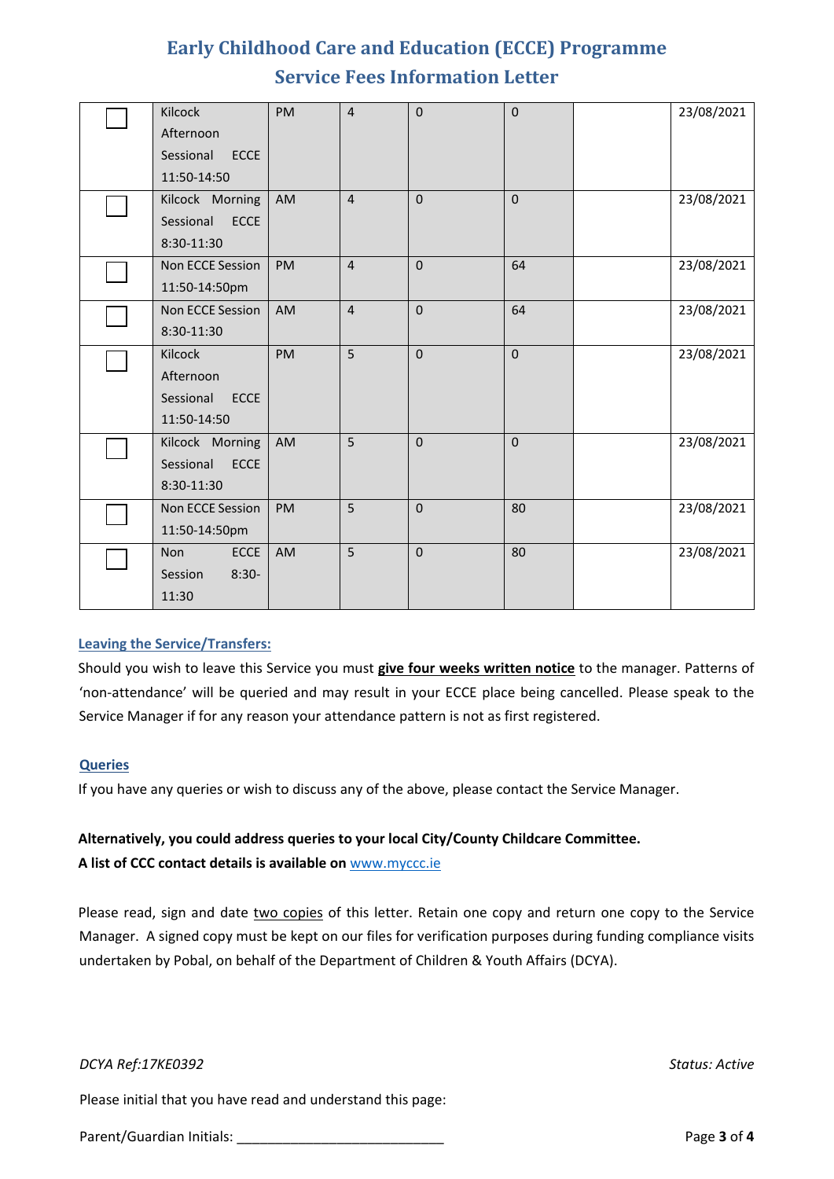| | | | | | | | |
|---|---|---|---|---|---|---|---|
| ☐ | Kilcock Afternoon Sessional ECCE 11:50-14:50 | PM | 4 | 0 | 0 | | 23/08/2021 |
| ☐ | Kilcock Morning Sessional ECCE 8:30-11:30 | AM | 4 | 0 | 0 | | 23/08/2021 |
| ☐ | Non ECCE Session 11:50-14:50pm | PM | 4 | 0 | 64 | | 23/08/2021 |
| ☐ | Non ECCE Session 8:30-11:30 | AM | 4 | 0 | 64 | | 23/08/2021 |
| ☐ | Kilcock Afternoon Sessional ECCE 11:50-14:50 | PM | 5 | 0 | 0 | | 23/08/2021 |
| ☐ | Kilcock Morning Sessional ECCE 8:30-11:30 | AM | 5 | 0 | 0 | | 23/08/2021 |
| ☐ | Non ECCE Session 11:50-14:50pm | PM | 5 | 0 | 80 | | 23/08/2021 |
| ☐ | Non ECCE Session 8:30-11:30 | AM | 5 | 0 | 80 | | 23/08/2021 |

### Leaving the Service/Transfers:

Should you wish to leave this Service you must **give four weeks written notice** to the manager. Patterns of 'non-attendance' will be queried and may result in your ECCE place being cancelled. Please speak to the Service Manager if for any reason your attendance pattern is not as first registered.

### Queries

If you have any queries or wish to discuss any of the above, please contact the Service Manager.

**Alternatively, you could address queries to your local City/County Childcare Committee.**
**A list of CCC contact details is available on** www.myccc.ie

Please read, sign and date two copies of this letter. Retain one copy and return one copy to the Service Manager. A signed copy must be kept on our files for verification purposes during funding compliance visits undertaken by Pobal, on behalf of the Department of Children & Youth Affairs (DCYA).

*DCYA Ref:17KE0392* *Status: Active*

Please initial that you have read and understand this page:

Parent/Guardian Initials: ___________________________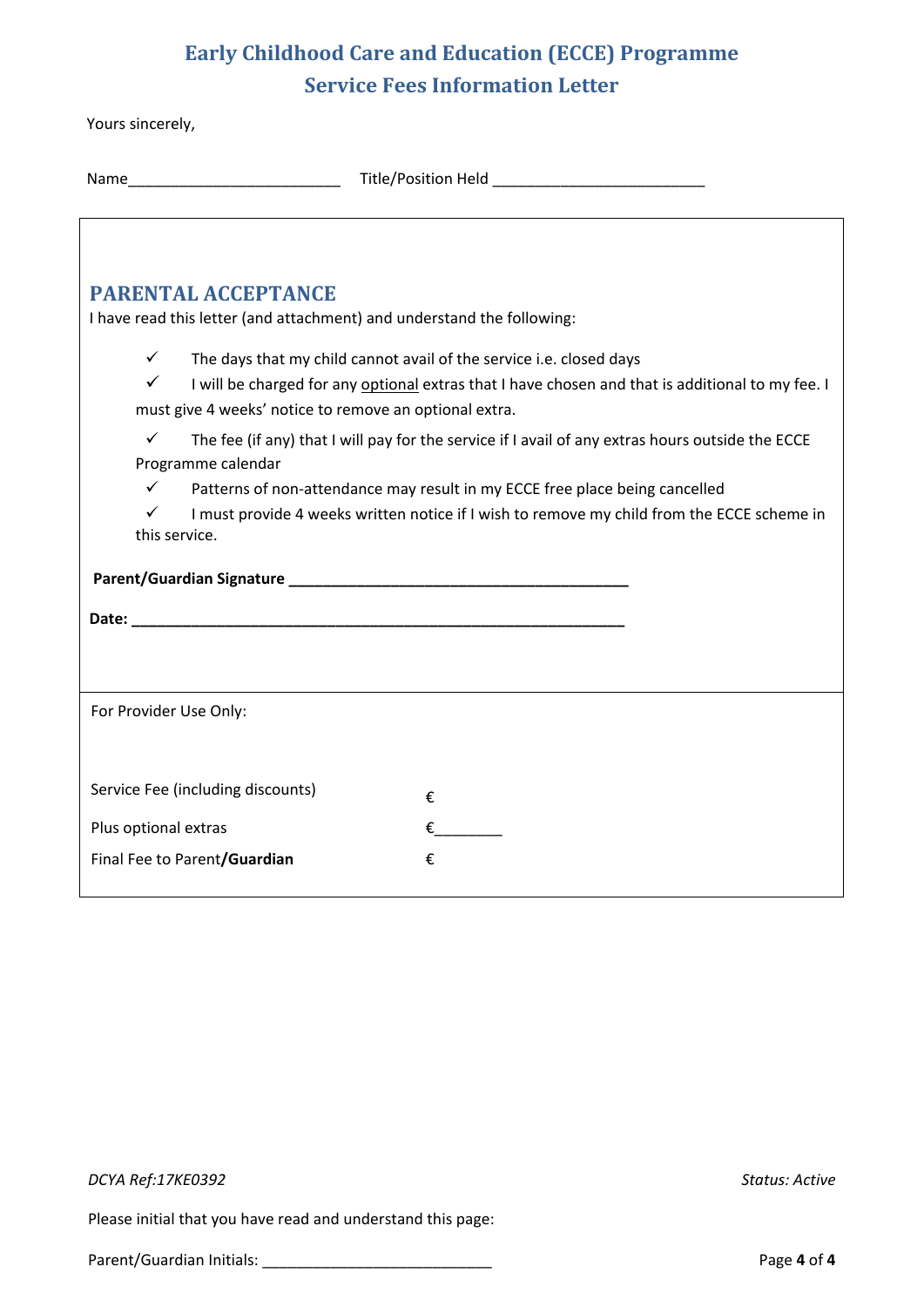Yours sincerely,

Name_________________________ Title/Position Held _________________________

## PARENTAL ACCEPTANCE

I have read this letter (and attachment) and understand the following:

- ✓ The days that my child cannot avail of the service i.e. closed days
- ✓ I will be charged for any optional extras that I have chosen and that is additional to my fee. I must give 4 weeks' notice to remove an optional extra.
- ✓ The fee (if any) that I will pay for the service if I avail of any extras hours outside the ECCE Programme calendar
- ✓ Patterns of non-attendance may result in my ECCE free place being cancelled
- ✓ I must provide 4 weeks written notice if I wish to remove my child from the ECCE scheme in this service.

**Parent/Guardian Signature ________________________________________**

**Date: ____________________________________________________________**

For Provider Use Only:

| | |
|---|---|
| Service Fee (including discounts) | € |
| Plus optional extras | €________ |
| Final Fee to Parent/**Guardian** | € |

*DCYA Ref:17KE0392* *Status: Active*

Please initial that you have read and understand this page:

Parent/Guardian Initials: ___________________________